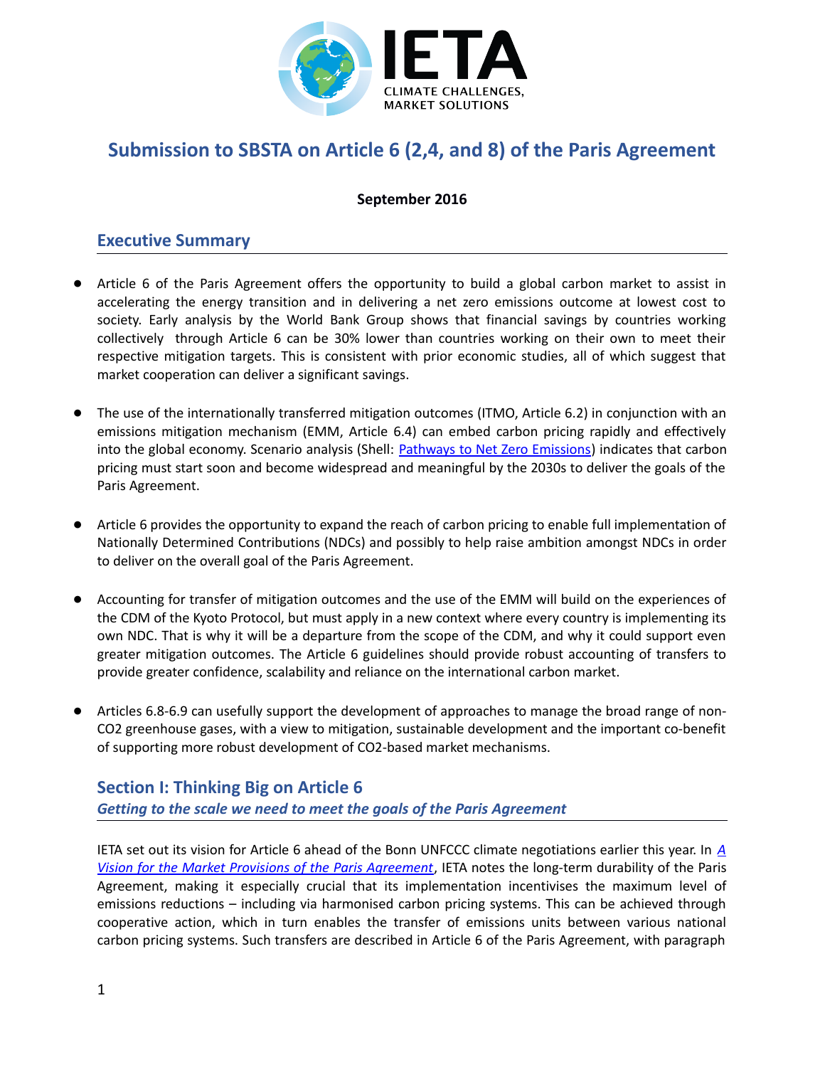IETA

CLIMATE CHALLENGES, MARKET SOLUTIONS

# Submission to SBSTA on Article 6 (2,4, and 8) of the Paris Agreement

**September 2016**

## Executive Summary

- Article 6 of the Paris Agreement offers the opportunity to build a global carbon market to assist in accelerating the energy transition and in delivering a net zero emissions outcome at lowest cost to society. Early analysis by the World Bank Group shows that financial savings by countries working collectively through Article 6 can be 30% lower than countries working on their own to meet their respective mitigation targets. This is consistent with prior economic studies, all of which suggest that market cooperation can deliver a significant savings.

- The use of the internationally transferred mitigation outcomes (ITMO, Article 6.2) in conjunction with an emissions mitigation mechanism (EMM, Article 6.4) can embed carbon pricing rapidly and effectively into the global economy. Scenario analysis (Shell: [Pathways to Net Zero Emissions]) indicates that carbon pricing must start soon and become widespread and meaningful by the 2030s to deliver the goals of the Paris Agreement.

- Article 6 provides the opportunity to expand the reach of carbon pricing to enable full implementation of Nationally Determined Contributions (NDCs) and possibly to help raise ambition amongst NDCs in order to deliver on the overall goal of the Paris Agreement.

- Accounting for transfer of mitigation outcomes and the use of the EMM will build on the experiences of the CDM of the Kyoto Protocol, but must apply in a new context where every country is implementing its own NDC. That is why it will be a departure from the scope of the CDM, and why it could support even greater mitigation outcomes. The Article 6 guidelines should provide robust accounting of transfers to provide greater confidence, scalability and reliance on the international carbon market.

- Articles 6.8-6.9 can usefully support the development of approaches to manage the broad range of non-$CO_2$ greenhouse gases, with a view to mitigation, sustainable development and the important co-benefit of supporting more robust development of $CO_2$-based market mechanisms.

## Section I: Thinking Big on Article 6

***Getting to the scale we need to meet the goals of the Paris Agreement***

IETA set out its vision for Article 6 ahead of the Bonn UNFCCC climate negotiations earlier this year. In *[A Vision for the Market Provisions of the Paris Agreement]*, IETA notes the long-term durability of the Paris Agreement, making it especially crucial that its implementation incentivises the maximum level of emissions reductions – including via harmonised carbon pricing systems. This can be achieved through cooperative action, which in turn enables the transfer of emissions units between various national carbon pricing systems. Such transfers are described in Article 6 of the Paris Agreement, with paragraph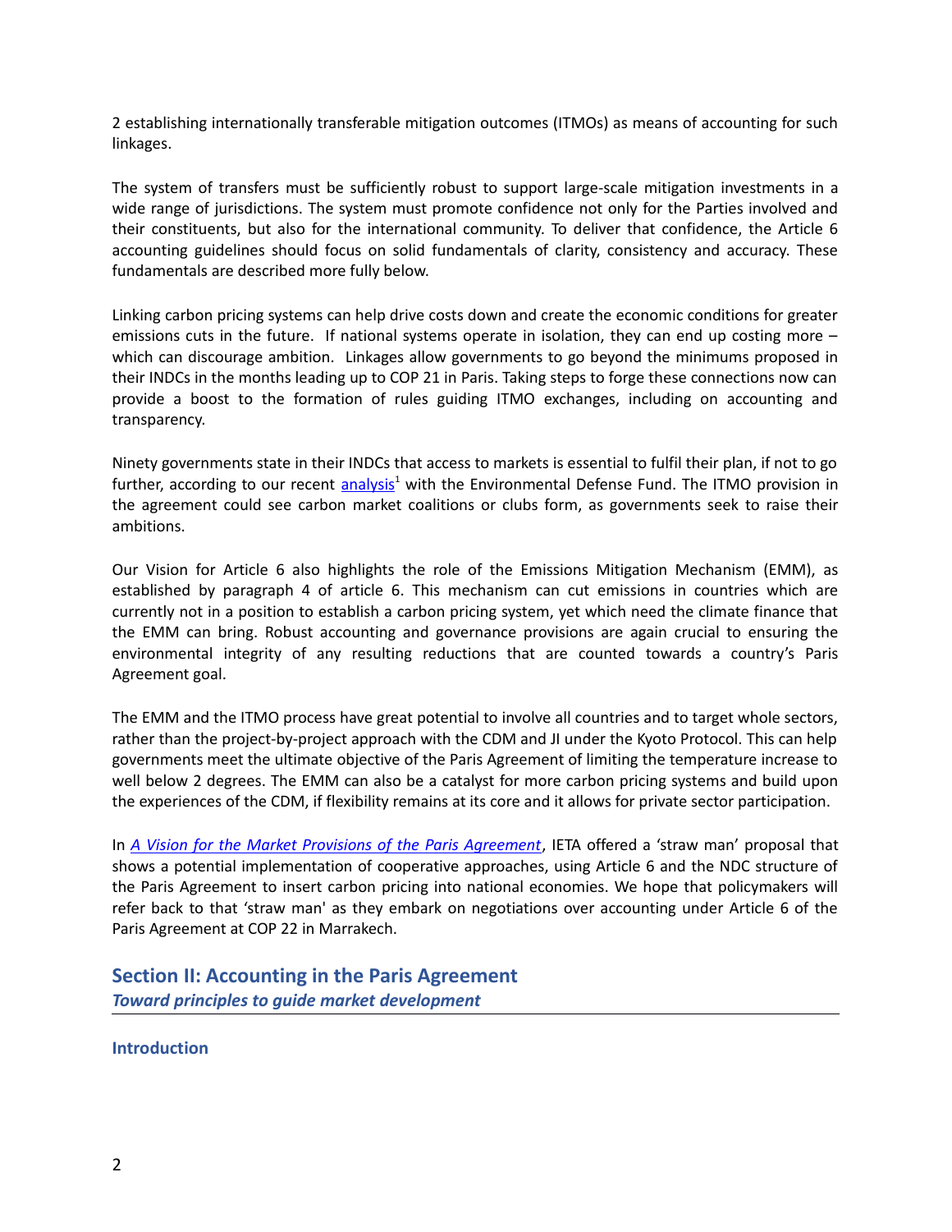2 establishing internationally transferable mitigation outcomes (ITMOs) as means of accounting for such linkages.

The system of transfers must be sufficiently robust to support large-scale mitigation investments in a wide range of jurisdictions. The system must promote confidence not only for the Parties involved and their constituents, but also for the international community. To deliver that confidence, the Article 6 accounting guidelines should focus on solid fundamentals of clarity, consistency and accuracy. These fundamentals are described more fully below.

Linking carbon pricing systems can help drive costs down and create the economic conditions for greater emissions cuts in the future. If national systems operate in isolation, they can end up costing more – which can discourage ambition. Linkages allow governments to go beyond the minimums proposed in their INDCs in the months leading up to COP 21 in Paris. Taking steps to forge these connections now can provide a boost to the formation of rules guiding ITMO exchanges, including on accounting and transparency.

Ninety governments state in their INDCs that access to markets is essential to fulfil their plan, if not to go further, according to our recent analysis[1] with the Environmental Defense Fund. The ITMO provision in the agreement could see carbon market coalitions or clubs form, as governments seek to raise their ambitions.

Our Vision for Article 6 also highlights the role of the Emissions Mitigation Mechanism (EMM), as established by paragraph 4 of article 6. This mechanism can cut emissions in countries which are currently not in a position to establish a carbon pricing system, yet which need the climate finance that the EMM can bring. Robust accounting and governance provisions are again crucial to ensuring the environmental integrity of any resulting reductions that are counted towards a country's Paris Agreement goal.

The EMM and the ITMO process have great potential to involve all countries and to target whole sectors, rather than the project-by-project approach with the CDM and JI under the Kyoto Protocol. This can help governments meet the ultimate objective of the Paris Agreement of limiting the temperature increase to well below 2 degrees. The EMM can also be a catalyst for more carbon pricing systems and build upon the experiences of the CDM, if flexibility remains at its core and it allows for private sector participation.

In *A Vision for the Market Provisions of the Paris Agreement*, IETA offered a 'straw man' proposal that shows a potential implementation of cooperative approaches, using Article 6 and the NDC structure of the Paris Agreement to insert carbon pricing into national economies. We hope that policymakers will refer back to that 'straw man' as they embark on negotiations over accounting under Article 6 of the Paris Agreement at COP 22 in Marrakech.

## Section II: Accounting in the Paris Agreement

***Toward principles to guide market development***

### Introduction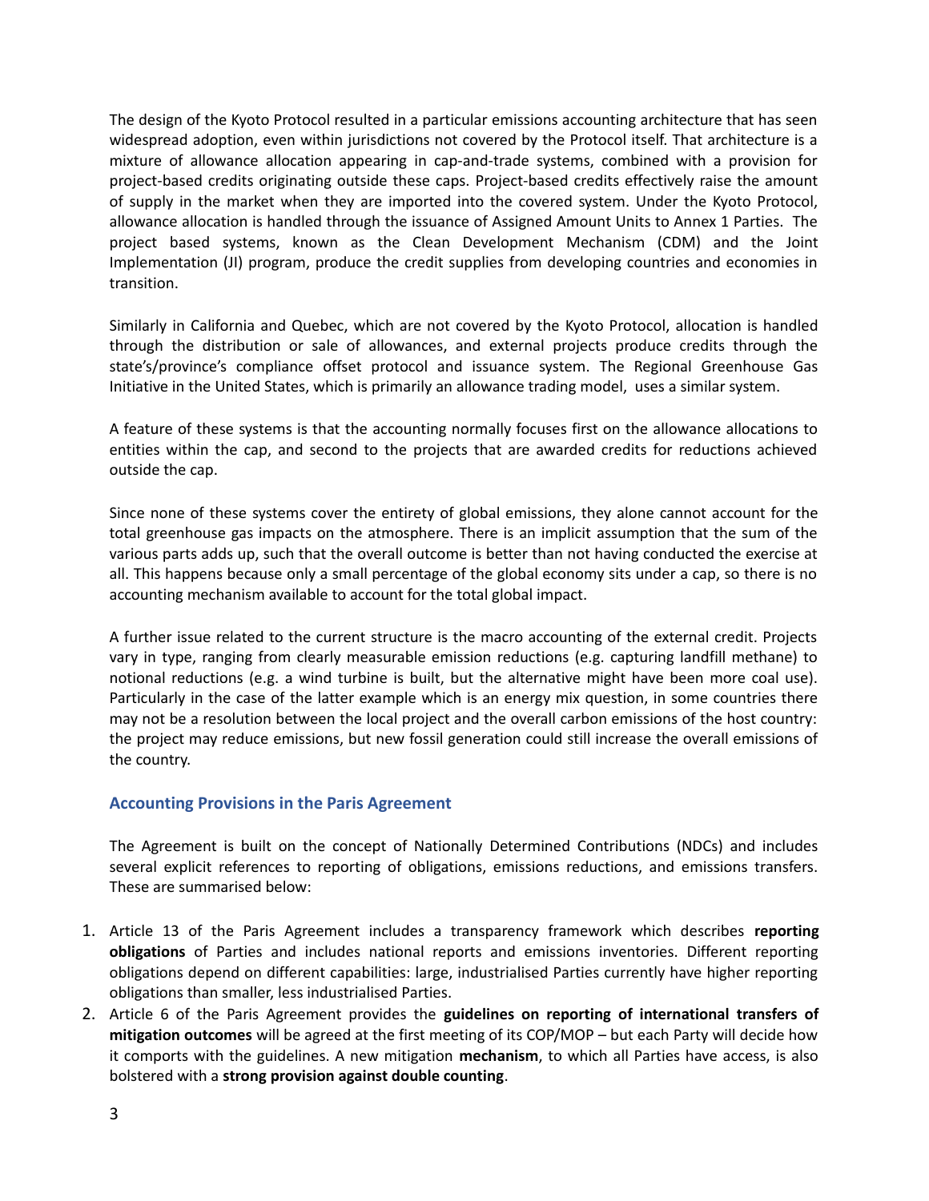The design of the Kyoto Protocol resulted in a particular emissions accounting architecture that has seen widespread adoption, even within jurisdictions not covered by the Protocol itself. That architecture is a mixture of allowance allocation appearing in cap-and-trade systems, combined with a provision for project-based credits originating outside these caps. Project-based credits effectively raise the amount of supply in the market when they are imported into the covered system. Under the Kyoto Protocol, allowance allocation is handled through the issuance of Assigned Amount Units to Annex 1 Parties. The project based systems, known as the Clean Development Mechanism (CDM) and the Joint Implementation (JI) program, produce the credit supplies from developing countries and economies in transition.

Similarly in California and Quebec, which are not covered by the Kyoto Protocol, allocation is handled through the distribution or sale of allowances, and external projects produce credits through the state's/province's compliance offset protocol and issuance system. The Regional Greenhouse Gas Initiative in the United States, which is primarily an allowance trading model, uses a similar system.

A feature of these systems is that the accounting normally focuses first on the allowance allocations to entities within the cap, and second to the projects that are awarded credits for reductions achieved outside the cap.

Since none of these systems cover the entirety of global emissions, they alone cannot account for the total greenhouse gas impacts on the atmosphere. There is an implicit assumption that the sum of the various parts adds up, such that the overall outcome is better than not having conducted the exercise at all. This happens because only a small percentage of the global economy sits under a cap, so there is no accounting mechanism available to account for the total global impact.

A further issue related to the current structure is the macro accounting of the external credit. Projects vary in type, ranging from clearly measurable emission reductions (e.g. capturing landfill methane) to notional reductions (e.g. a wind turbine is built, but the alternative might have been more coal use). Particularly in the case of the latter example which is an energy mix question, in some countries there may not be a resolution between the local project and the overall carbon emissions of the host country: the project may reduce emissions, but new fossil generation could still increase the overall emissions of the country.

## Accounting Provisions in the Paris Agreement

The Agreement is built on the concept of Nationally Determined Contributions (NDCs) and includes several explicit references to reporting of obligations, emissions reductions, and emissions transfers. These are summarised below:

1. Article 13 of the Paris Agreement includes a transparency framework which describes **reporting obligations** of Parties and includes national reports and emissions inventories. Different reporting obligations depend on different capabilities: large, industrialised Parties currently have higher reporting obligations than smaller, less industrialised Parties.
2. Article 6 of the Paris Agreement provides the **guidelines on reporting of international transfers of mitigation outcomes** will be agreed at the first meeting of its COP/MOP – but each Party will decide how it comports with the guidelines. A new mitigation **mechanism**, to which all Parties have access, is also bolstered with a **strong provision against double counting**.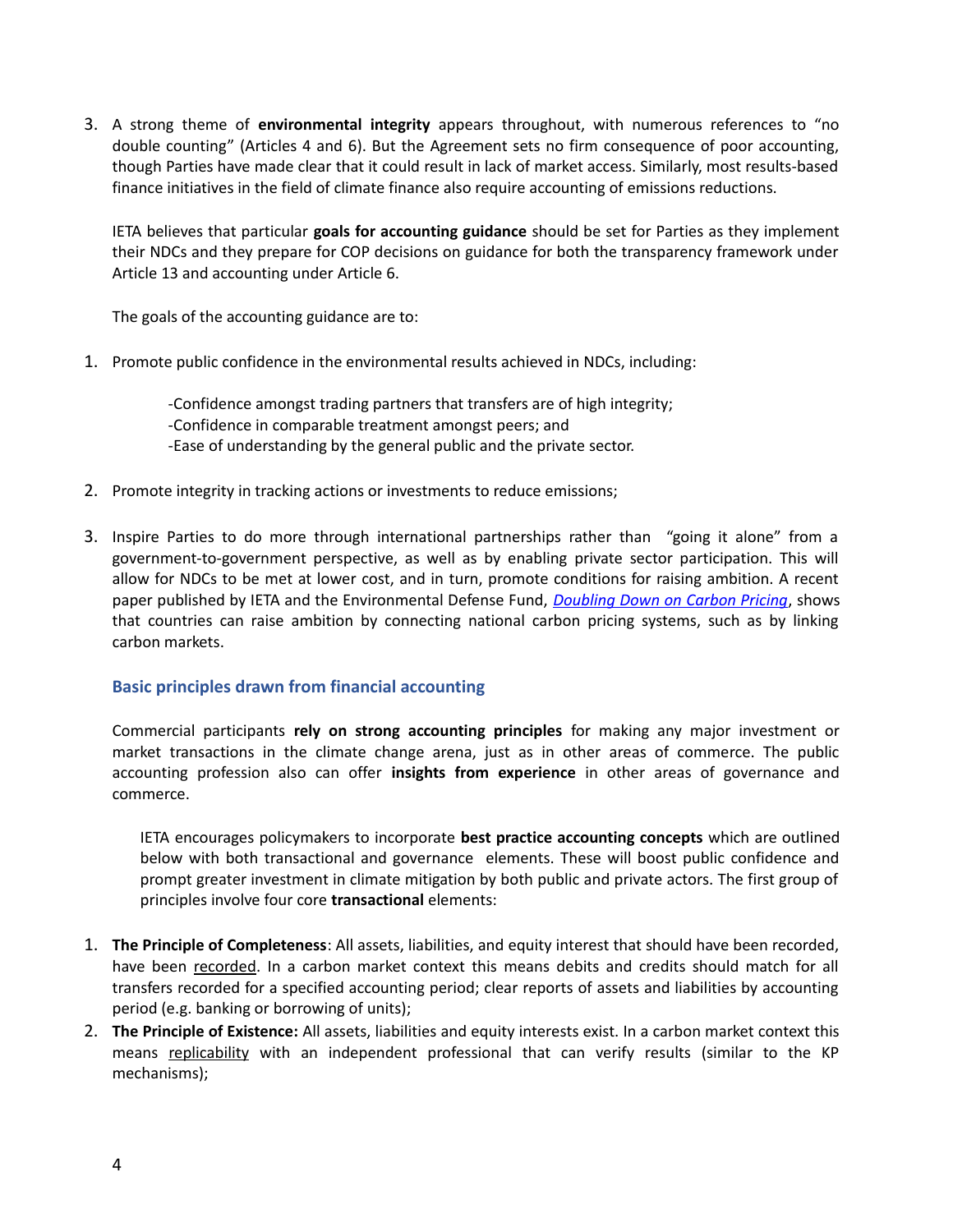3. A strong theme of **environmental integrity** appears throughout, with numerous references to "no double counting" (Articles 4 and 6). But the Agreement sets no firm consequence of poor accounting, though Parties have made clear that it could result in lack of market access. Similarly, most results-based finance initiatives in the field of climate finance also require accounting of emissions reductions.

   IETA believes that particular **goals for accounting guidance** should be set for Parties as they implement their NDCs and they prepare for COP decisions on guidance for both the transparency framework under Article 13 and accounting under Article 6.

   The goals of the accounting guidance are to:

1. Promote public confidence in the environmental results achieved in NDCs, including:

   -Confidence amongst trading partners that transfers are of high integrity;
   -Confidence in comparable treatment amongst peers; and
   -Ease of understanding by the general public and the private sector.

2. Promote integrity in tracking actions or investments to reduce emissions;

3. Inspire Parties to do more through international partnerships rather than "going it alone" from a government-to-government perspective, as well as by enabling private sector participation. This will allow for NDCs to be met at lower cost, and in turn, promote conditions for raising ambition. A recent paper published by IETA and the Environmental Defense Fund, *Doubling Down on Carbon Pricing*, shows that countries can raise ambition by connecting national carbon pricing systems, such as by linking carbon markets.

### Basic principles drawn from financial accounting

Commercial participants **rely on strong accounting principles** for making any major investment or market transactions in the climate change arena, just as in other areas of commerce. The public accounting profession also can offer **insights from experience** in other areas of governance and commerce.

IETA encourages policymakers to incorporate **best practice accounting concepts** which are outlined below with both transactional and governance elements. These will boost public confidence and prompt greater investment in climate mitigation by both public and private actors. The first group of principles involve four core **transactional** elements:

1. **The Principle of Completeness**: All assets, liabilities, and equity interest that should have been recorded, have been recorded. In a carbon market context this means debits and credits should match for all transfers recorded for a specified accounting period; clear reports of assets and liabilities by accounting period (e.g. banking or borrowing of units);
2. **The Principle of Existence:** All assets, liabilities and equity interests exist. In a carbon market context this means replicability with an independent professional that can verify results (similar to the KP mechanisms);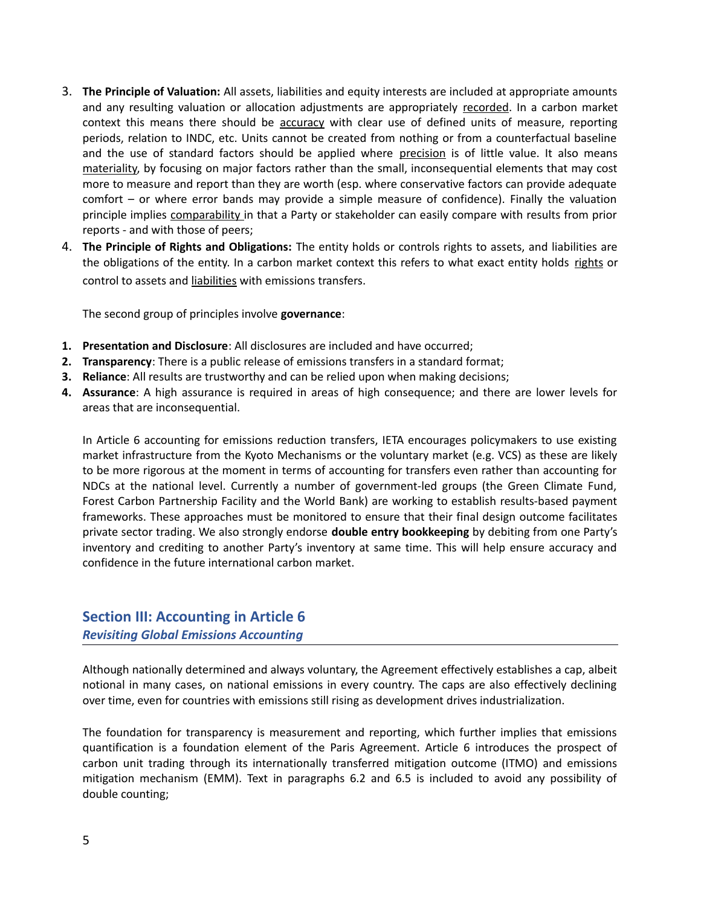3. **The Principle of Valuation:** All assets, liabilities and equity interests are included at appropriate amounts and any resulting valuation or allocation adjustments are appropriately recorded. In a carbon market context this means there should be accuracy with clear use of defined units of measure, reporting periods, relation to INDC, etc. Units cannot be created from nothing or from a counterfactual baseline and the use of standard factors should be applied where precision is of little value. It also means materiality, by focusing on major factors rather than the small, inconsequential elements that may cost more to measure and report than they are worth (esp. where conservative factors can provide adequate comfort – or where error bands may provide a simple measure of confidence). Finally the valuation principle implies comparability in that a Party or stakeholder can easily compare with results from prior reports - and with those of peers;
4. **The Principle of Rights and Obligations:** The entity holds or controls rights to assets, and liabilities are the obligations of the entity. In a carbon market context this refers to what exact entity holds rights or control to assets and liabilities with emissions transfers.

The second group of principles involve **governance**:

1. **Presentation and Disclosure**: All disclosures are included and have occurred;
2. **Transparency**: There is a public release of emissions transfers in a standard format;
3. **Reliance**: All results are trustworthy and can be relied upon when making decisions;
4. **Assurance**: A high assurance is required in areas of high consequence; and there are lower levels for areas that are inconsequential.

In Article 6 accounting for emissions reduction transfers, IETA encourages policymakers to use existing market infrastructure from the Kyoto Mechanisms or the voluntary market (e.g. VCS) as these are likely to be more rigorous at the moment in terms of accounting for transfers even rather than accounting for NDCs at the national level. Currently a number of government-led groups (the Green Climate Fund, Forest Carbon Partnership Facility and the World Bank) are working to establish results-based payment frameworks. These approaches must be monitored to ensure that their final design outcome facilitates private sector trading. We also strongly endorse **double entry bookkeeping** by debiting from one Party's inventory and crediting to another Party's inventory at same time. This will help ensure accuracy and confidence in the future international carbon market.

## Section III: Accounting in Article 6

### *Revisiting Global Emissions Accounting*

Although nationally determined and always voluntary, the Agreement effectively establishes a cap, albeit notional in many cases, on national emissions in every country. The caps are also effectively declining over time, even for countries with emissions still rising as development drives industrialization.

The foundation for transparency is measurement and reporting, which further implies that emissions quantification is a foundation element of the Paris Agreement. Article 6 introduces the prospect of carbon unit trading through its internationally transferred mitigation outcome (ITMO) and emissions mitigation mechanism (EMM). Text in paragraphs 6.2 and 6.5 is included to avoid any possibility of double counting;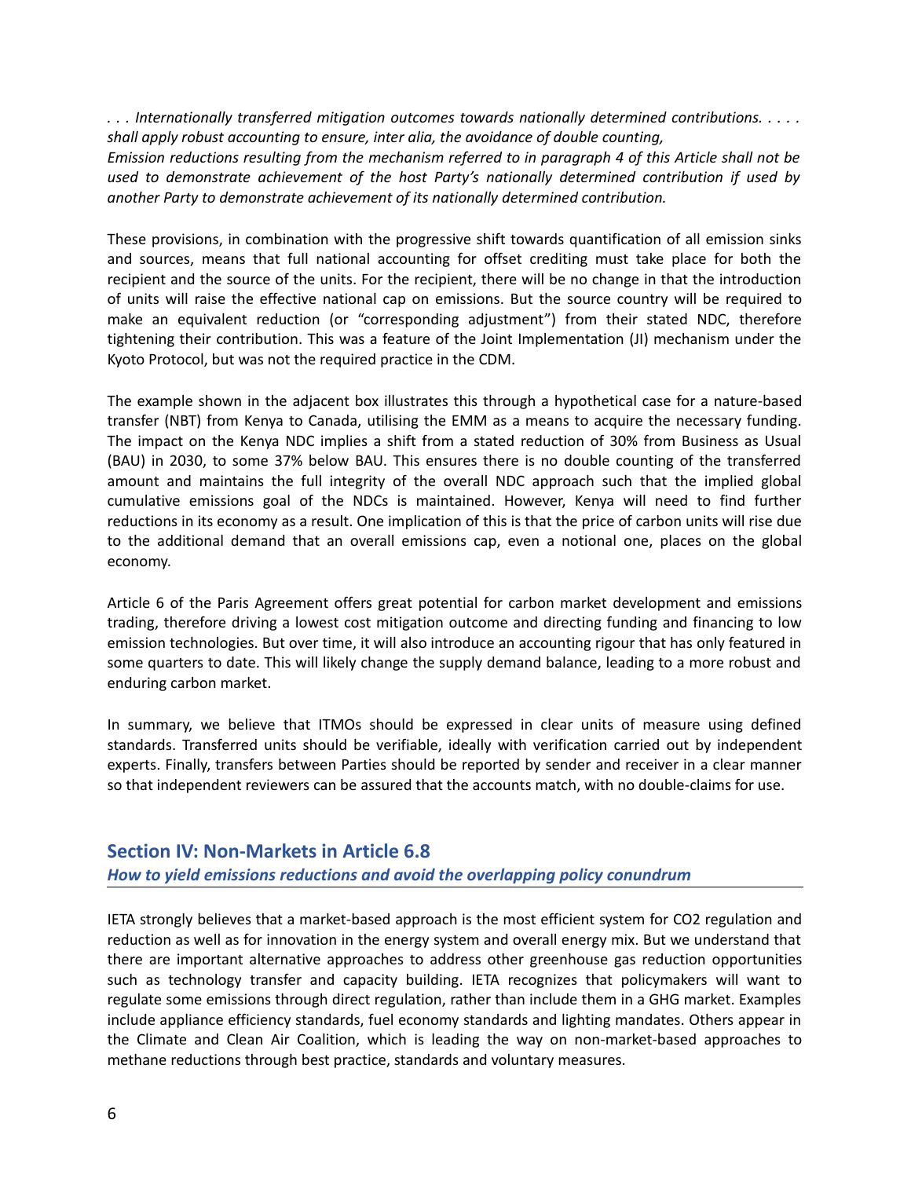*. . . Internationally transferred mitigation outcomes towards nationally determined contributions. . . . . shall apply robust accounting to ensure, inter alia, the avoidance of double counting,*
*Emission reductions resulting from the mechanism referred to in paragraph 4 of this Article shall not be used to demonstrate achievement of the host Party's nationally determined contribution if used by another Party to demonstrate achievement of its nationally determined contribution.*

These provisions, in combination with the progressive shift towards quantification of all emission sinks and sources, means that full national accounting for offset crediting must take place for both the recipient and the source of the units. For the recipient, there will be no change in that the introduction of units will raise the effective national cap on emissions. But the source country will be required to make an equivalent reduction (or "corresponding adjustment") from their stated NDC, therefore tightening their contribution. This was a feature of the Joint Implementation (JI) mechanism under the Kyoto Protocol, but was not the required practice in the CDM.

The example shown in the adjacent box illustrates this through a hypothetical case for a nature-based transfer (NBT) from Kenya to Canada, utilising the EMM as a means to acquire the necessary funding. The impact on the Kenya NDC implies a shift from a stated reduction of 30% from Business as Usual (BAU) in 2030, to some 37% below BAU. This ensures there is no double counting of the transferred amount and maintains the full integrity of the overall NDC approach such that the implied global cumulative emissions goal of the NDCs is maintained. However, Kenya will need to find further reductions in its economy as a result. One implication of this is that the price of carbon units will rise due to the additional demand that an overall emissions cap, even a notional one, places on the global economy.

Article 6 of the Paris Agreement offers great potential for carbon market development and emissions trading, therefore driving a lowest cost mitigation outcome and directing funding and financing to low emission technologies. But over time, it will also introduce an accounting rigour that has only featured in some quarters to date. This will likely change the supply demand balance, leading to a more robust and enduring carbon market.

In summary, we believe that ITMOs should be expressed in clear units of measure using defined standards. Transferred units should be verifiable, ideally with verification carried out by independent experts. Finally, transfers between Parties should be reported by sender and receiver in a clear manner so that independent reviewers can be assured that the accounts match, with no double-claims for use.

## Section IV: Non-Markets in Article 6.8

### *How to yield emissions reductions and avoid the overlapping policy conundrum*

IETA strongly believes that a market-based approach is the most efficient system for $CO_2$ regulation and reduction as well as for innovation in the energy system and overall energy mix. But we understand that there are important alternative approaches to address other greenhouse gas reduction opportunities such as technology transfer and capacity building. IETA recognizes that policymakers will want to regulate some emissions through direct regulation, rather than include them in a GHG market. Examples include appliance efficiency standards, fuel economy standards and lighting mandates. Others appear in the Climate and Clean Air Coalition, which is leading the way on non-market-based approaches to methane reductions through best practice, standards and voluntary measures.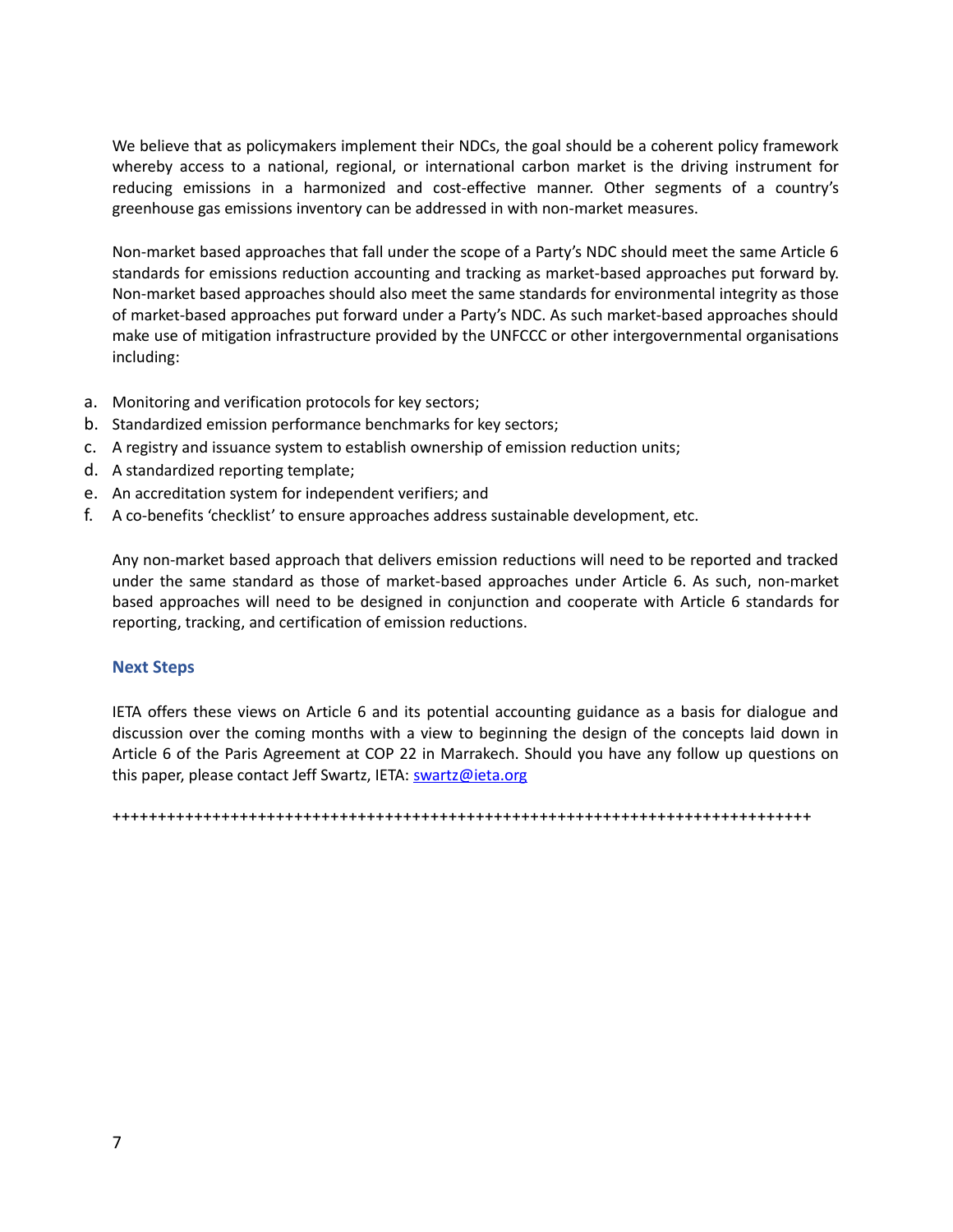We believe that as policymakers implement their NDCs, the goal should be a coherent policy framework whereby access to a national, regional, or international carbon market is the driving instrument for reducing emissions in a harmonized and cost-effective manner. Other segments of a country's greenhouse gas emissions inventory can be addressed in with non-market measures.

Non-market based approaches that fall under the scope of a Party's NDC should meet the same Article 6 standards for emissions reduction accounting and tracking as market-based approaches put forward by. Non-market based approaches should also meet the same standards for environmental integrity as those of market-based approaches put forward under a Party's NDC. As such market-based approaches should make use of mitigation infrastructure provided by the UNFCCC or other intergovernmental organisations including:

a. Monitoring and verification protocols for key sectors;
b. Standardized emission performance benchmarks for key sectors;
c. A registry and issuance system to establish ownership of emission reduction units;
d. A standardized reporting template;
e. An accreditation system for independent verifiers; and
f. A co-benefits 'checklist' to ensure approaches address sustainable development, etc.

Any non-market based approach that delivers emission reductions will need to be reported and tracked under the same standard as those of market-based approaches under Article 6. As such, non-market based approaches will need to be designed in conjunction and cooperate with Article 6 standards for reporting, tracking, and certification of emission reductions.

### Next Steps

IETA offers these views on Article 6 and its potential accounting guidance as a basis for dialogue and discussion over the coming months with a view to beginning the design of the concepts laid down in Article 6 of the Paris Agreement at COP 22 in Marrakech. Should you have any follow up questions on this paper, please contact Jeff Swartz, IETA: swartz@ieta.org

++++++++++++++++++++++++++++++++++++++++++++++++++++++++++++++++++++++++++++++++++